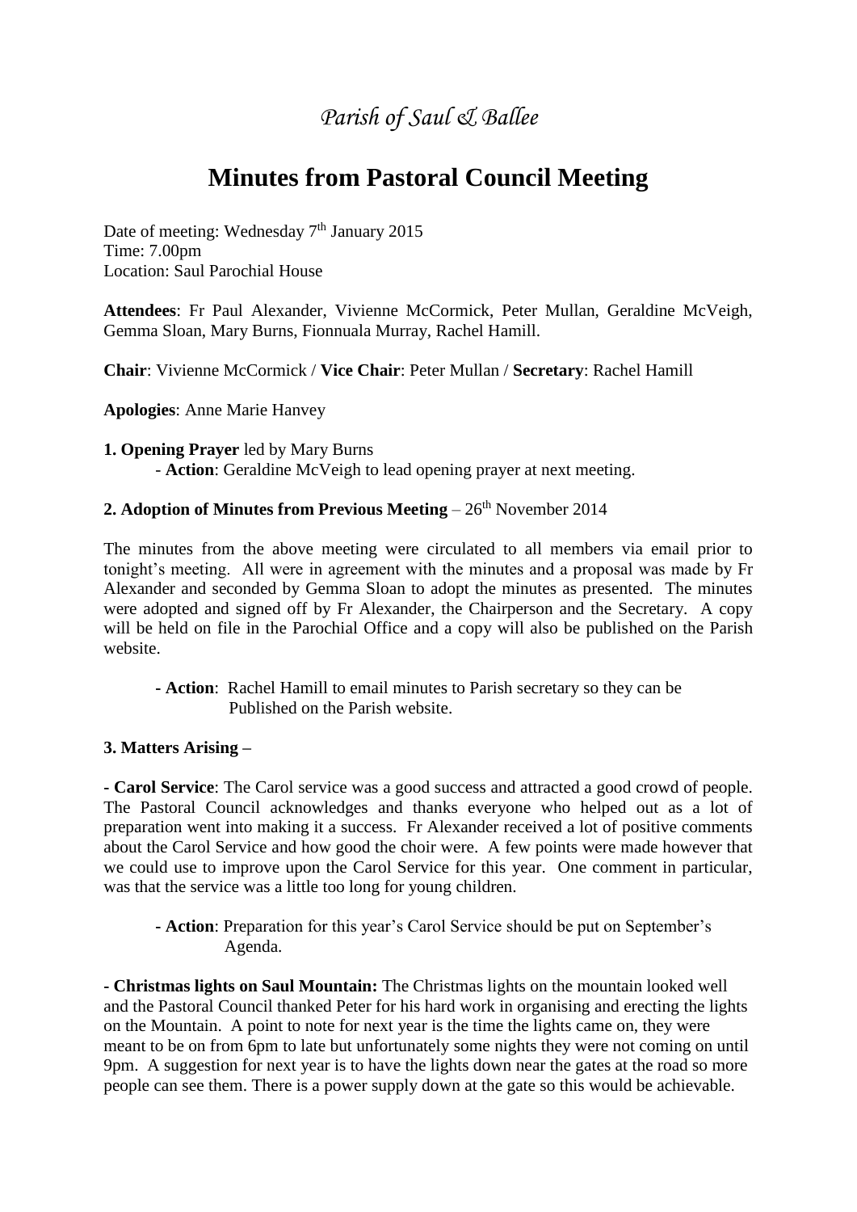*Parish of Saul & Ballee*

# Minutes from Pastoral Council Meeting

Date of meeting: Wednesday 7th January 2015
Time: 7.00pm
Location: Saul Parochial House

**Attendees**: Fr Paul Alexander, Vivienne McCormick, Peter Mullan, Geraldine McVeigh, Gemma Sloan, Mary Burns, Fionnuala Murray, Rachel Hamill.

**Chair**: Vivienne McCormick / **Vice Chair**: Peter Mullan / **Secretary**: Rachel Hamill

**Apologies**: Anne Marie Hanvey

**1. Opening Prayer** led by Mary Burns

- **Action**: Geraldine McVeigh to lead opening prayer at next meeting.

**2. Adoption of Minutes from Previous Meeting** – 26th November 2014

The minutes from the above meeting were circulated to all members via email prior to tonight's meeting. All were in agreement with the minutes and a proposal was made by Fr Alexander and seconded by Gemma Sloan to adopt the minutes as presented. The minutes were adopted and signed off by Fr Alexander, the Chairperson and the Secretary. A copy will be held on file in the Parochial Office and a copy will also be published on the Parish website.

- **Action**: Rachel Hamill to email minutes to Parish secretary so they can be Published on the Parish website.

**3. Matters Arising –**

**- Carol Service**: The Carol service was a good success and attracted a good crowd of people. The Pastoral Council acknowledges and thanks everyone who helped out as a lot of preparation went into making it a success. Fr Alexander received a lot of positive comments about the Carol Service and how good the choir were. A few points were made however that we could use to improve upon the Carol Service for this year. One comment in particular, was that the service was a little too long for young children.

- **Action**: Preparation for this year's Carol Service should be put on September's Agenda.

**- Christmas lights on Saul Mountain:** The Christmas lights on the mountain looked well and the Pastoral Council thanked Peter for his hard work in organising and erecting the lights on the Mountain. A point to note for next year is the time the lights came on, they were meant to be on from 6pm to late but unfortunately some nights they were not coming on until 9pm. A suggestion for next year is to have the lights down near the gates at the road so more people can see them. There is a power supply down at the gate so this would be achievable.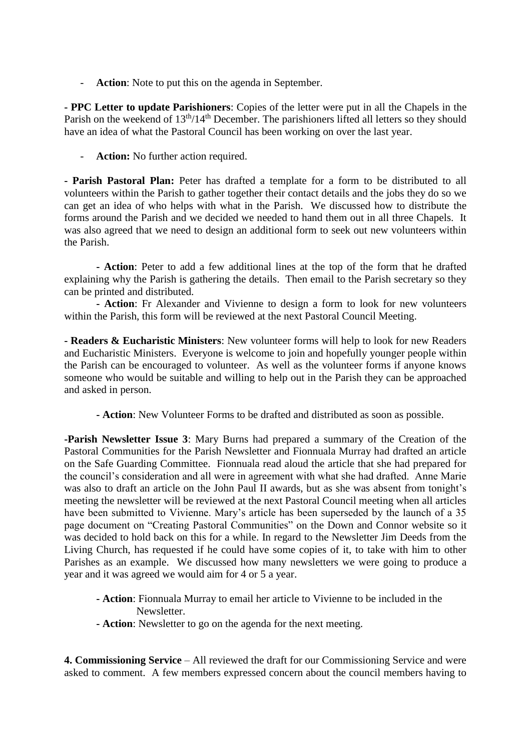- **Action**: Note to put this on the agenda in September.

**- PPC Letter to update Parishioners**: Copies of the letter were put in all the Chapels in the Parish on the weekend of $13^{th}$/$14^{th}$ December. The parishioners lifted all letters so they should have an idea of what the Pastoral Council has been working on over the last year.

- **Action:** No further action required.

**- Parish Pastoral Plan:** Peter has drafted a template for a form to be distributed to all volunteers within the Parish to gather together their contact details and the jobs they do so we can get an idea of who helps with what in the Parish. We discussed how to distribute the forms around the Parish and we decided we needed to hand them out in all three Chapels. It was also agreed that we need to design an additional form to seek out new volunteers within the Parish.

**- Action**: Peter to add a few additional lines at the top of the form that he drafted explaining why the Parish is gathering the details. Then email to the Parish secretary so they can be printed and distributed.

**- Action**: Fr Alexander and Vivienne to design a form to look for new volunteers within the Parish, this form will be reviewed at the next Pastoral Council Meeting.

**- Readers & Eucharistic Ministers**: New volunteer forms will help to look for new Readers and Eucharistic Ministers. Everyone is welcome to join and hopefully younger people within the Parish can be encouraged to volunteer. As well as the volunteer forms if anyone knows someone who would be suitable and willing to help out in the Parish they can be approached and asked in person.

**- Action**: New Volunteer Forms to be drafted and distributed as soon as possible.

**-Parish Newsletter Issue 3**: Mary Burns had prepared a summary of the Creation of the Pastoral Communities for the Parish Newsletter and Fionnuala Murray had drafted an article on the Safe Guarding Committee. Fionnuala read aloud the article that she had prepared for the council's consideration and all were in agreement with what she had drafted. Anne Marie was also to draft an article on the John Paul II awards, but as she was absent from tonight's meeting the newsletter will be reviewed at the next Pastoral Council meeting when all articles have been submitted to Vivienne. Mary's article has been superseded by the launch of a 35 page document on "Creating Pastoral Communities" on the Down and Connor website so it was decided to hold back on this for a while. In regard to the Newsletter Jim Deeds from the Living Church, has requested if he could have some copies of it, to take with him to other Parishes as an example. We discussed how many newsletters we were going to produce a year and it was agreed we would aim for 4 or 5 a year.

**- Action**: Fionnuala Murray to email her article to Vivienne to be included in the Newsletter.

**- Action**: Newsletter to go on the agenda for the next meeting.

**4. Commissioning Service** – All reviewed the draft for our Commissioning Service and were asked to comment. A few members expressed concern about the council members having to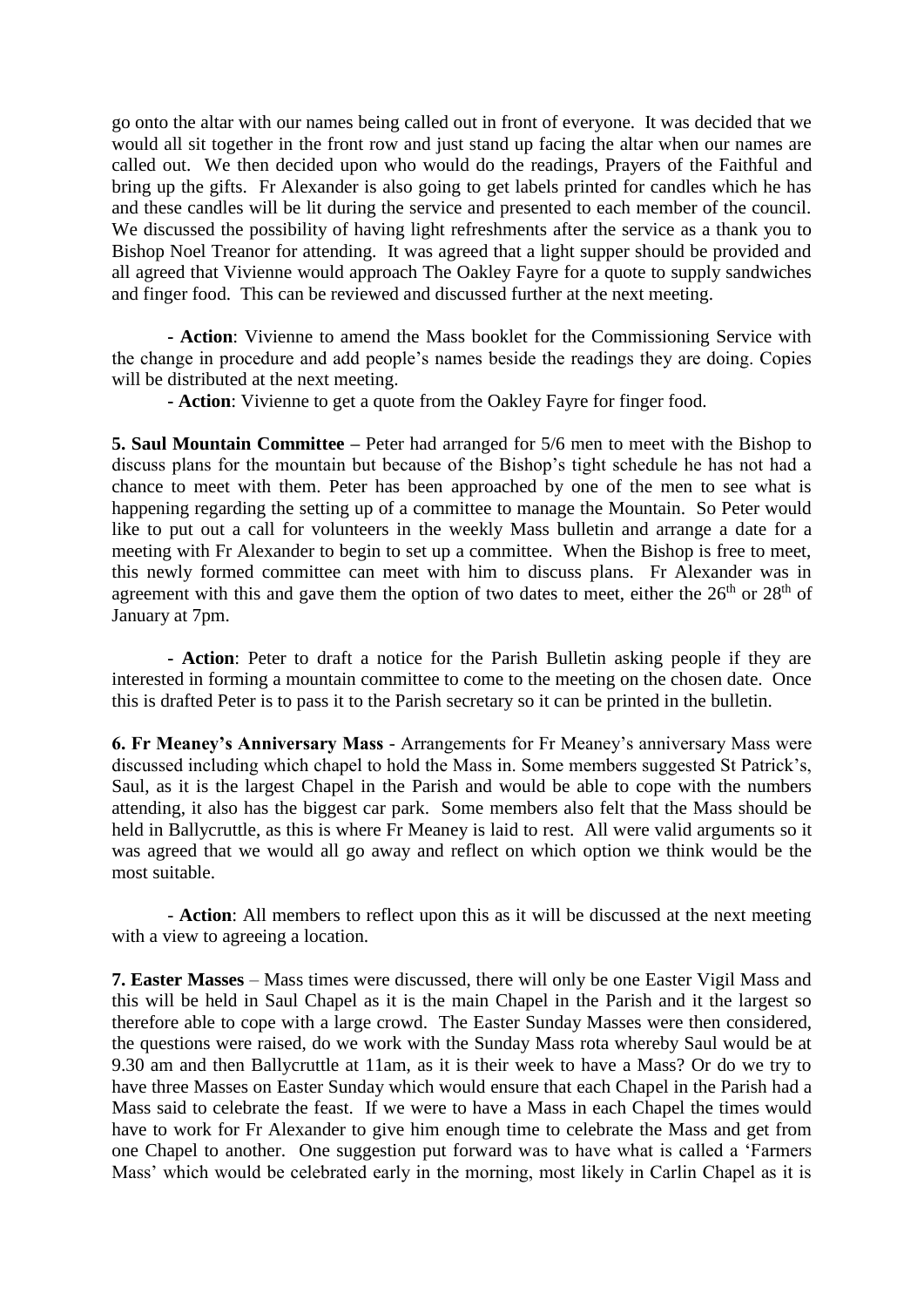go onto the altar with our names being called out in front of everyone. It was decided that we would all sit together in the front row and just stand up facing the altar when our names are called out. We then decided upon who would do the readings, Prayers of the Faithful and bring up the gifts. Fr Alexander is also going to get labels printed for candles which he has and these candles will be lit during the service and presented to each member of the council. We discussed the possibility of having light refreshments after the service as a thank you to Bishop Noel Treanor for attending. It was agreed that a light supper should be provided and all agreed that Vivienne would approach The Oakley Fayre for a quote to supply sandwiches and finger food. This can be reviewed and discussed further at the next meeting.

- **Action**: Vivienne to amend the Mass booklet for the Commissioning Service with the change in procedure and add people's names beside the readings they are doing. Copies will be distributed at the next meeting.
- **Action**: Vivienne to get a quote from the Oakley Fayre for finger food.

**5. Saul Mountain Committee –** Peter had arranged for 5/6 men to meet with the Bishop to discuss plans for the mountain but because of the Bishop's tight schedule he has not had a chance to meet with them. Peter has been approached by one of the men to see what is happening regarding the setting up of a committee to manage the Mountain. So Peter would like to put out a call for volunteers in the weekly Mass bulletin and arrange a date for a meeting with Fr Alexander to begin to set up a committee. When the Bishop is free to meet, this newly formed committee can meet with him to discuss plans. Fr Alexander was in agreement with this and gave them the option of two dates to meet, either the 26th or 28th of January at 7pm.

- **Action**: Peter to draft a notice for the Parish Bulletin asking people if they are interested in forming a mountain committee to come to the meeting on the chosen date. Once this is drafted Peter is to pass it to the Parish secretary so it can be printed in the bulletin.

**6. Fr Meaney's Anniversary Mass** - Arrangements for Fr Meaney's anniversary Mass were discussed including which chapel to hold the Mass in. Some members suggested St Patrick's, Saul, as it is the largest Chapel in the Parish and would be able to cope with the numbers attending, it also has the biggest car park. Some members also felt that the Mass should be held in Ballycruttle, as this is where Fr Meaney is laid to rest. All were valid arguments so it was agreed that we would all go away and reflect on which option we think would be the most suitable.

- **Action**: All members to reflect upon this as it will be discussed at the next meeting with a view to agreeing a location.

**7. Easter Masses** – Mass times were discussed, there will only be one Easter Vigil Mass and this will be held in Saul Chapel as it is the main Chapel in the Parish and it the largest so therefore able to cope with a large crowd. The Easter Sunday Masses were then considered, the questions were raised, do we work with the Sunday Mass rota whereby Saul would be at 9.30 am and then Ballycruttle at 11am, as it is their week to have a Mass? Or do we try to have three Masses on Easter Sunday which would ensure that each Chapel in the Parish had a Mass said to celebrate the feast. If we were to have a Mass in each Chapel the times would have to work for Fr Alexander to give him enough time to celebrate the Mass and get from one Chapel to another. One suggestion put forward was to have what is called a 'Farmers Mass' which would be celebrated early in the morning, most likely in Carlin Chapel as it is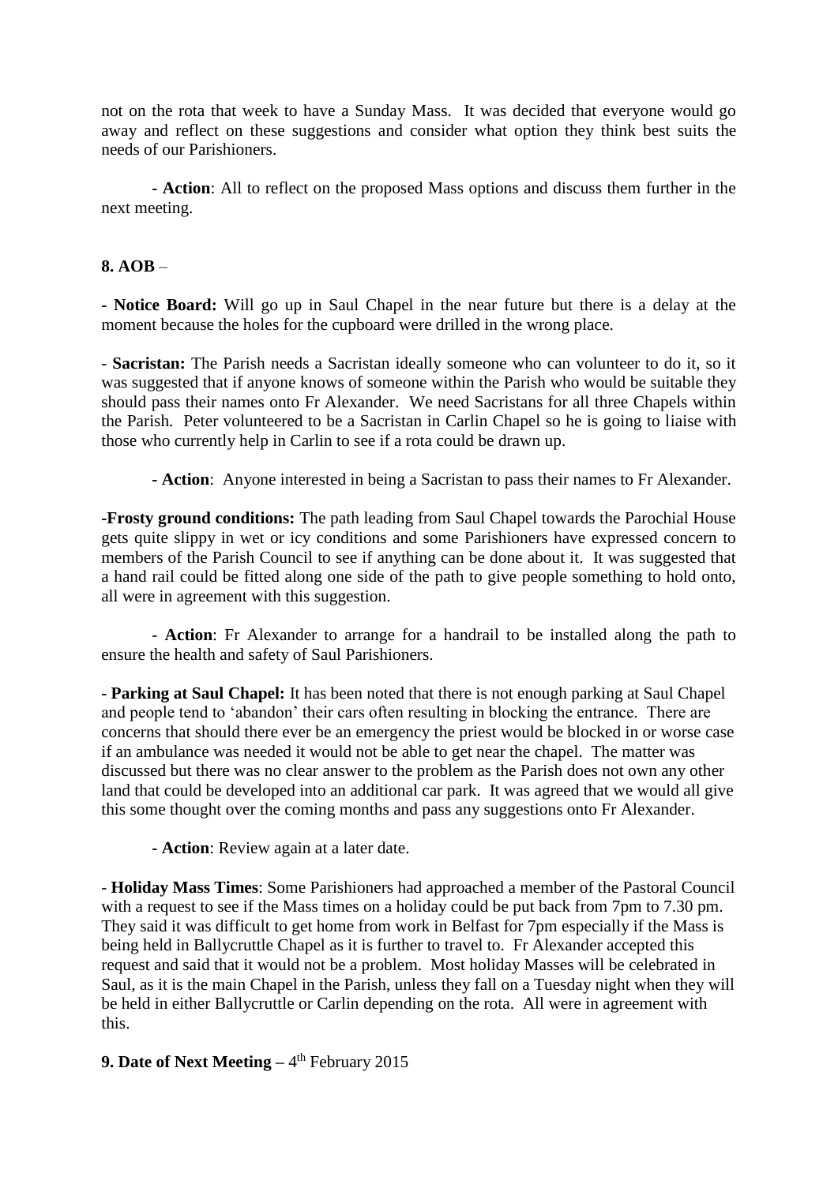not on the rota that week to have a Sunday Mass. It was decided that everyone would go away and reflect on these suggestions and consider what option they think best suits the needs of our Parishioners.

**- Action**: All to reflect on the proposed Mass options and discuss them further in the next meeting.

**8. AOB** –

**- Notice Board:** Will go up in Saul Chapel in the near future but there is a delay at the moment because the holes for the cupboard were drilled in the wrong place.

- **Sacristan:** The Parish needs a Sacristan ideally someone who can volunteer to do it, so it was suggested that if anyone knows of someone within the Parish who would be suitable they should pass their names onto Fr Alexander. We need Sacristans for all three Chapels within the Parish. Peter volunteered to be a Sacristan in Carlin Chapel so he is going to liaise with those who currently help in Carlin to see if a rota could be drawn up.

**- Action**: Anyone interested in being a Sacristan to pass their names to Fr Alexander.

**-Frosty ground conditions:** The path leading from Saul Chapel towards the Parochial House gets quite slippy in wet or icy conditions and some Parishioners have expressed concern to members of the Parish Council to see if anything can be done about it. It was suggested that a hand rail could be fitted along one side of the path to give people something to hold onto, all were in agreement with this suggestion.

- **Action**: Fr Alexander to arrange for a handrail to be installed along the path to ensure the health and safety of Saul Parishioners.

**- Parking at Saul Chapel:** It has been noted that there is not enough parking at Saul Chapel and people tend to 'abandon' their cars often resulting in blocking the entrance. There are concerns that should there ever be an emergency the priest would be blocked in or worse case if an ambulance was needed it would not be able to get near the chapel. The matter was discussed but there was no clear answer to the problem as the Parish does not own any other land that could be developed into an additional car park. It was agreed that we would all give this some thought over the coming months and pass any suggestions onto Fr Alexander.

**- Action**: Review again at a later date.

- **Holiday Mass Times**: Some Parishioners had approached a member of the Pastoral Council with a request to see if the Mass times on a holiday could be put back from 7pm to 7.30 pm. They said it was difficult to get home from work in Belfast for 7pm especially if the Mass is being held in Ballycruttle Chapel as it is further to travel to. Fr Alexander accepted this request and said that it would not be a problem. Most holiday Masses will be celebrated in Saul, as it is the main Chapel in the Parish, unless they fall on a Tuesday night when they will be held in either Ballycruttle or Carlin depending on the rota. All were in agreement with this.

**9. Date of Next Meeting** – 4th February 2015